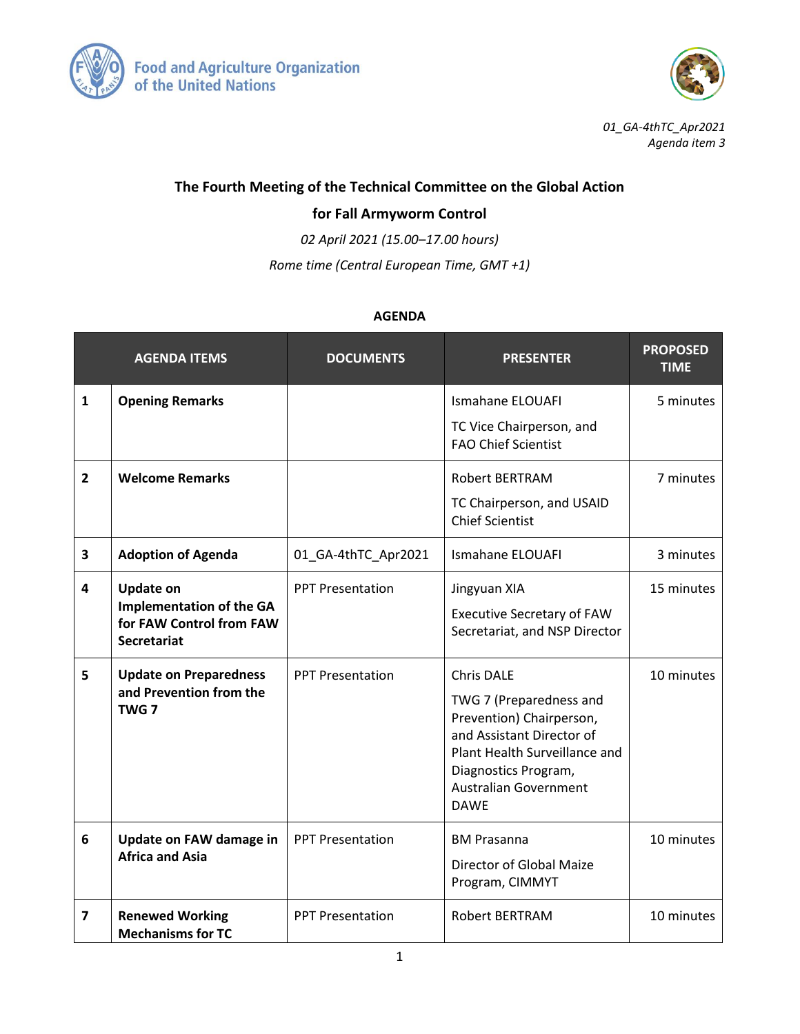Food and Agriculture Organization of the United Nations

*01_GA-4thTC_Apr2021*
*Agenda item 3*

**The Fourth Meeting of the Technical Committee on the Global Action for Fall Armyworm Control**

*02 April 2021 (15.00–17.00 hours)*

*Rome time (Central European Time, GMT +1)*

**AGENDA**

| | AGENDA ITEMS | DOCUMENTS | PRESENTER | PROPOSED TIME |
|---|---|---|---|---|
| 1 | **Opening Remarks** | | Ismahane ELOUAFI<br>TC Vice Chairperson, and FAO Chief Scientist | 5 minutes |
| 2 | **Welcome Remarks** | | Robert BERTRAM<br>TC Chairperson, and USAID Chief Scientist | 7 minutes |
| 3 | **Adoption of Agenda** | 01_GA-4thTC_Apr2021 | Ismahane ELOUAFI | 3 minutes |
| 4 | **Update on Implementation of the GA for FAW Control from FAW Secretariat** | PPT Presentation | Jingyuan XIA<br>Executive Secretary of FAW Secretariat, and NSP Director | 15 minutes |
| 5 | **Update on Preparedness and Prevention from the TWG 7** | PPT Presentation | Chris DALE<br>TWG 7 (Preparedness and Prevention) Chairperson, and Assistant Director of Plant Health Surveillance and Diagnostics Program, Australian Government DAWE | 10 minutes |
| 6 | **Update on FAW damage in Africa and Asia** | PPT Presentation | BM Prasanna<br>Director of Global Maize Program, CIMMYT | 10 minutes |
| 7 | **Renewed Working Mechanisms for TC** | PPT Presentation | Robert BERTRAM | 10 minutes |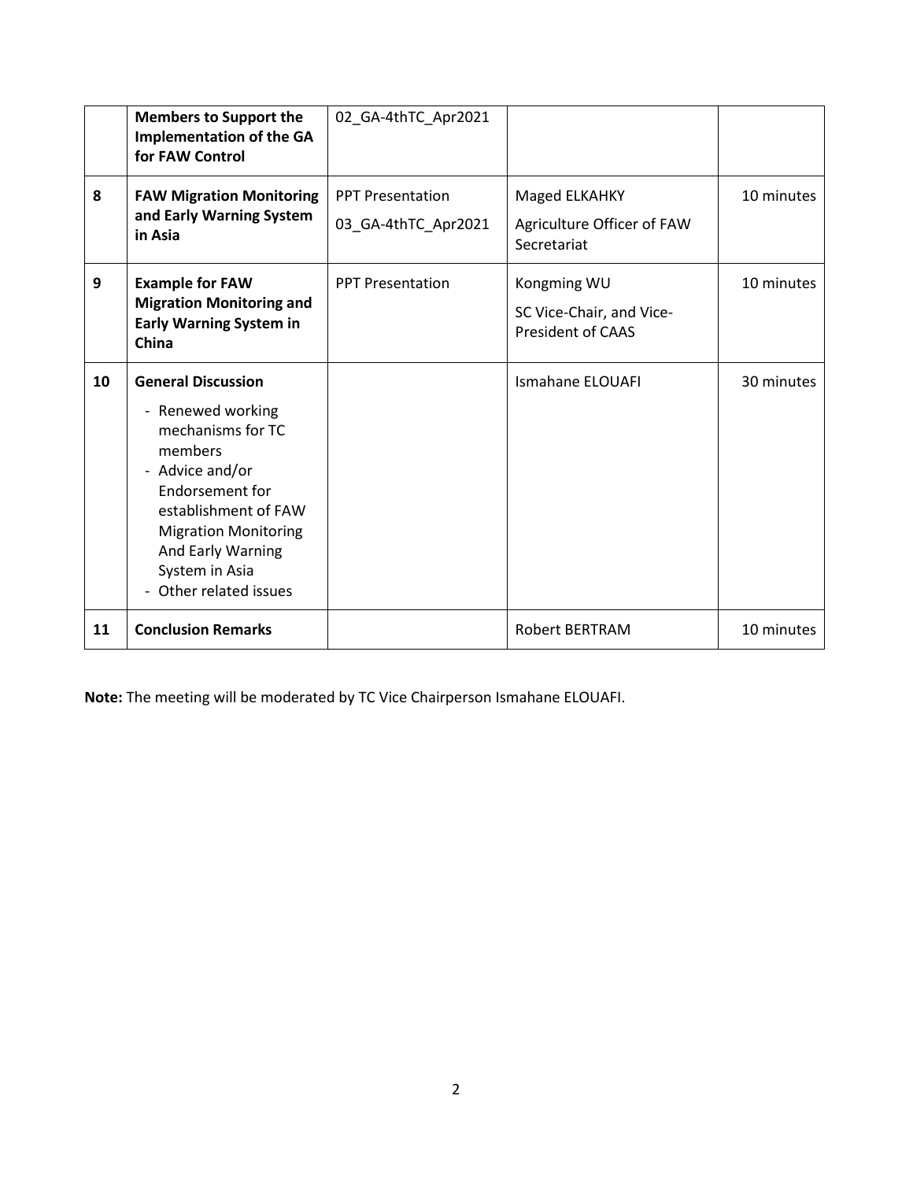| | | | | |
|---|---|---|---|---|
| | **Members to Support the Implementation of the GA for FAW Control** | 02_GA-4thTC_Apr2021 | | |
| **8** | **FAW Migration Monitoring and Early Warning System in Asia** | PPT Presentation<br>03_GA-4thTC_Apr2021 | Maged ELKAHKY<br>Agriculture Officer of FAW Secretariat | 10 minutes |
| **9** | **Example for FAW Migration Monitoring and Early Warning System in China** | PPT Presentation | Kongming WU<br>SC Vice-Chair, and Vice-President of CAAS | 10 minutes |
| **10** | **General Discussion**<br>- Renewed working mechanisms for TC members<br>- Advice and/or Endorsement for establishment of FAW Migration Monitoring And Early Warning System in Asia<br>- Other related issues | | Ismahane ELOUAFI | 30 minutes |
| **11** | **Conclusion Remarks** | | Robert BERTRAM | 10 minutes |

**Note:** The meeting will be moderated by TC Vice Chairperson Ismahane ELOUAFI.